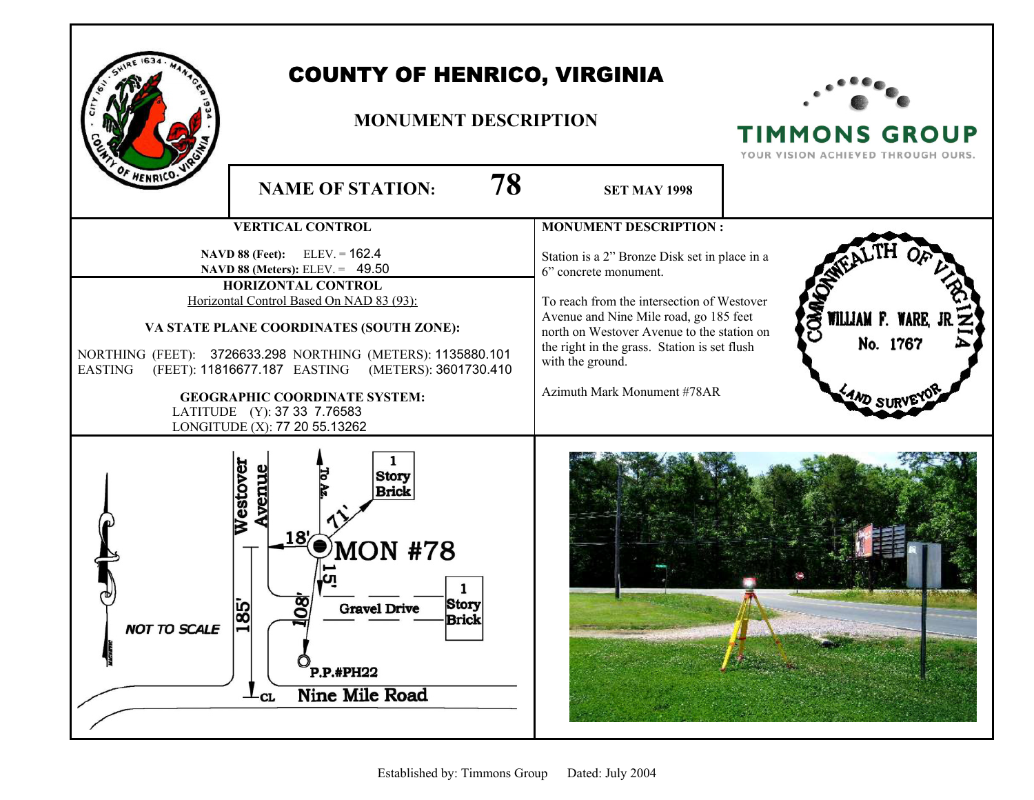# COUNTY OF HENRICO, VIRGINIA

## MONUMENT DESCRIPTION

TIMMONS GROUP
YOUR VISION ACHIEVED THROUGH OURS.

**NAME OF STATION:** **78** **SET MAY 1998**

### VERTICAL CONTROL

**NAVD 88 (Feet):** ELEV. = 162.4
**NAVD 88 (Meters):** ELEV. = 49.50

### HORIZONTAL CONTROL

Horizontal Control Based On NAD 83 (93):

**VA STATE PLANE COORDINATES (SOUTH ZONE):**

NORTHING (FEET): 3726633.298 NORTHING (METERS): 1135880.101
EASTING (FEET): 11816677.187 EASTING (METERS): 3601730.410

**GEOGRAPHIC COORDINATE SYSTEM:**
LATITUDE (Y): 37 33 7.76583
LONGITUDE (X): 77 20 55.13262

### MONUMENT DESCRIPTION :

Station is a 2" Bronze Disk set in place in a 6" concrete monument.

To reach from the intersection of Westover Avenue and Nine Mile road, go 185 feet north on Westover Avenue to the station on the right in the grass. Station is set flush with the ground.

Azimuth Mark Monument #78AR

COMMONWEALTH OF VIRGINIA
WILLIAM F. WARE, JR.
No. 1767
LAND SURVEYOR

Established by: Timmons Group Dated: July 2004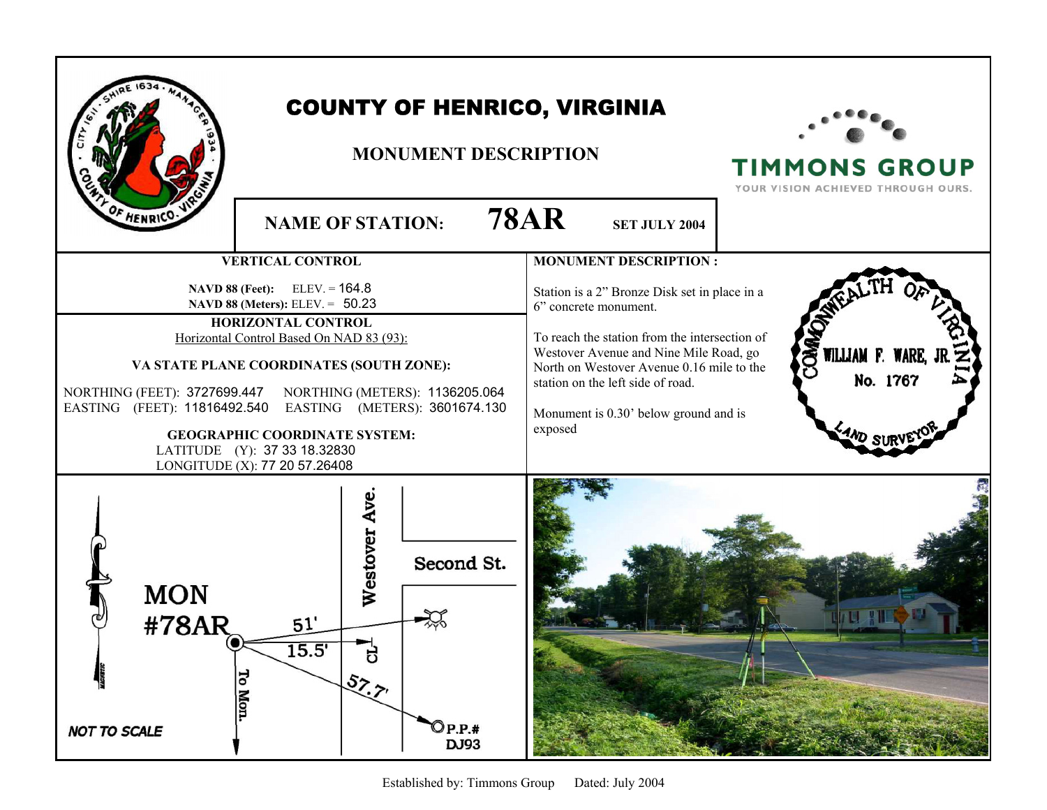# COUNTY OF HENRICO, VIRGINIA

## MONUMENT DESCRIPTION

TIMMONS GROUP
YOUR VISION ACHIEVED THROUGH OURS.

**NAME OF STATION:** **78AR** **SET JULY 2004**

### VERTICAL CONTROL

**NAVD 88 (Feet):** ELEV. = 164.8
**NAVD 88 (Meters):** ELEV. = 50.23

### HORIZONTAL CONTROL

Horizontal Control Based On NAD 83 (93):

**VA STATE PLANE COORDINATES (SOUTH ZONE):**

NORTHING (FEET): 3727699.447 NORTHING (METERS): 1136205.064
EASTING (FEET): 11816492.540 EASTING (METERS): 3601674.130

**GEOGRAPHIC COORDINATE SYSTEM:**

LATITUDE (Y): 37 33 18.32830
LONGITUDE (X): 77 20 57.26408

### MONUMENT DESCRIPTION :

Station is a 2" Bronze Disk set in place in a 6" concrete monument.

To reach the station from the intersection of Westover Avenue and Nine Mile Road, go North on Westover Avenue 0.16 mile to the station on the left side of road.

Monument is 0.30' below ground and is exposed

COMMONWEALTH OF VIRGINIA
WILLIAM F. WARE, JR.
No. 1767
LAND SURVEYOR

MON
#78AR
51'
15.5'
57.7'
CL
To Mon.
Westover Ave.
Second St.
P.P.#
DJ93
NOT TO SCALE

Established by: Timmons Group Dated: July 2004